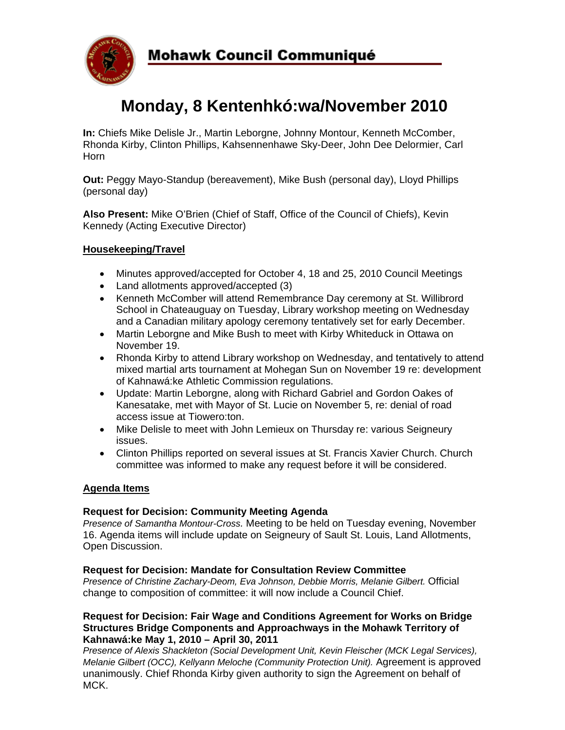# Mohawk Council Communiqué

## Monday, 8 Kentenhkó:wa/November 2010

**In:** Chiefs Mike Delisle Jr., Martin Leborgne, Johnny Montour, Kenneth McComber, Rhonda Kirby, Clinton Phillips, Kahsennenhawe Sky-Deer, John Dee Delormier, Carl Horn

**Out:** Peggy Mayo-Standup (bereavement), Mike Bush (personal day), Lloyd Phillips (personal day)

**Also Present:** Mike O'Brien (Chief of Staff, Office of the Council of Chiefs), Kevin Kennedy (Acting Executive Director)

### Housekeeping/Travel

- Minutes approved/accepted for October 4, 18 and 25, 2010 Council Meetings
- Land allotments approved/accepted (3)
- Kenneth McComber will attend Remembrance Day ceremony at St. Willibrord School in Chateauguay on Tuesday, Library workshop meeting on Wednesday and a Canadian military apology ceremony tentatively set for early December.
- Martin Leborgne and Mike Bush to meet with Kirby Whiteduck in Ottawa on November 19.
- Rhonda Kirby to attend Library workshop on Wednesday, and tentatively to attend mixed martial arts tournament at Mohegan Sun on November 19 re: development of Kahnawá:ke Athletic Commission regulations.
- Update: Martin Leborgne, along with Richard Gabriel and Gordon Oakes of Kanesatake, met with Mayor of St. Lucie on November 5, re: denial of road access issue at Tiowero:ton.
- Mike Delisle to meet with John Lemieux on Thursday re: various Seigneury issues.
- Clinton Phillips reported on several issues at St. Francis Xavier Church. Church committee was informed to make any request before it will be considered.

### Agenda Items

**Request for Decision: Community Meeting Agenda**
*Presence of Samantha Montour-Cross.* Meeting to be held on Tuesday evening, November 16. Agenda items will include update on Seigneury of Sault St. Louis, Land Allotments, Open Discussion.

**Request for Decision: Mandate for Consultation Review Committee**
*Presence of Christine Zachary-Deom, Eva Johnson, Debbie Morris, Melanie Gilbert.* Official change to composition of committee: it will now include a Council Chief.

**Request for Decision: Fair Wage and Conditions Agreement for Works on Bridge Structures Bridge Components and Approachways in the Mohawk Territory of Kahnawá:ke May 1, 2010 – April 30, 2011**
*Presence of Alexis Shackleton (Social Development Unit, Kevin Fleischer (MCK Legal Services), Melanie Gilbert (OCC), Kellyann Meloche (Community Protection Unit).* Agreement is approved unanimously. Chief Rhonda Kirby given authority to sign the Agreement on behalf of MCK.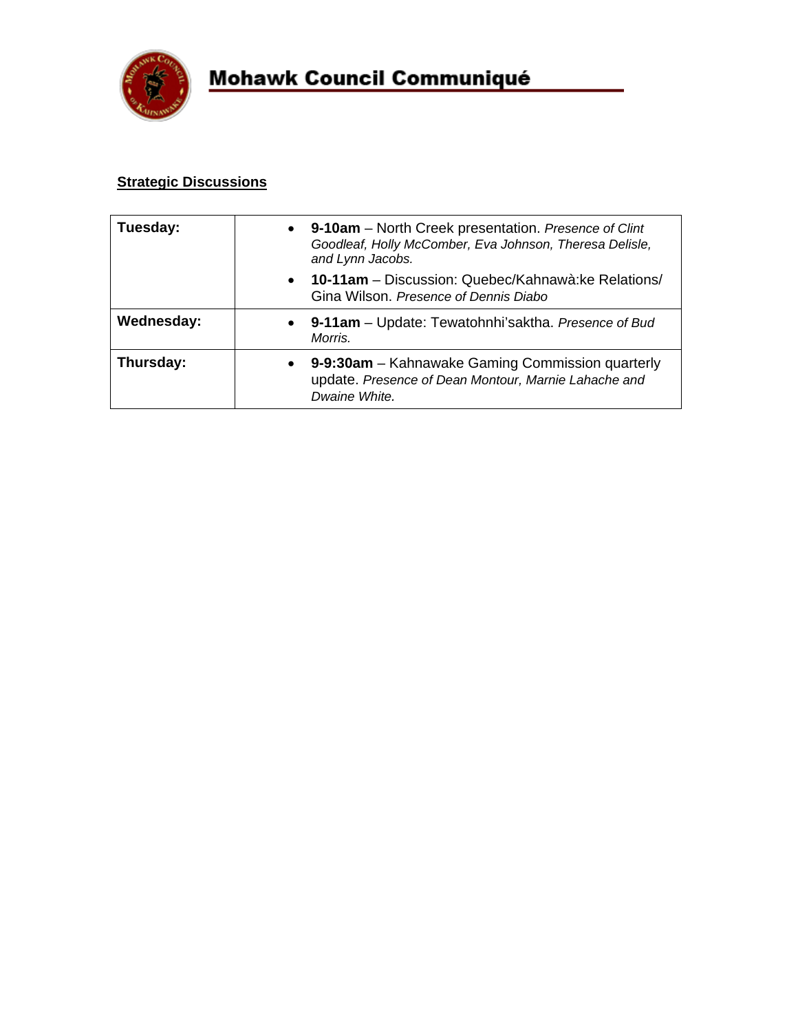# Mohawk Council Communiqué

**Strategic Discussions**

| | |
|---|---|
| **Tuesday:** | • **9-10am** – North Creek presentation. *Presence of Clint Goodleaf, Holly McComber, Eva Johnson, Theresa Delisle, and Lynn Jacobs.*<br>• **10-11am** – Discussion: Quebec/Kahnawà:ke Relations/ Gina Wilson. *Presence of Dennis Diabo* |
| **Wednesday:** | • **9-11am** – Update: Tewatohnhi'saktha. *Presence of Bud Morris.* |
| **Thursday:** | • **9-9:30am** – Kahnawake Gaming Commission quarterly update. *Presence of Dean Montour, Marnie Lahache and Dwaine White.* |